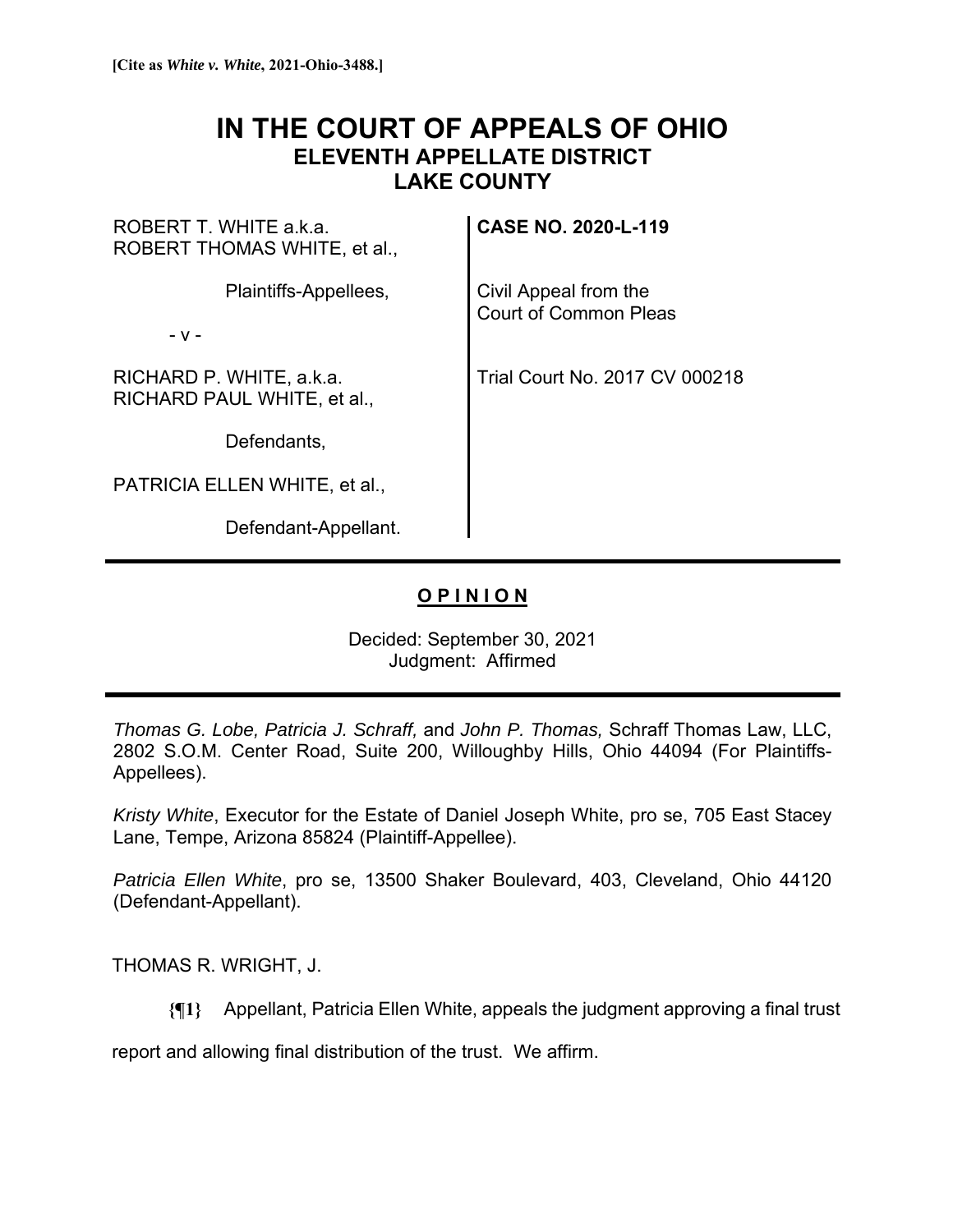**[Cite as *White v. White*, 2021-Ohio-3488.]**

# IN THE COURT OF APPEALS OF OHIO
## ELEVENTH APPELLATE DISTRICT
## LAKE COUNTY

| | |
|---|---|
| ROBERT T. WHITE a.k.a. ROBERT THOMAS WHITE, et al., | **CASE NO. 2020-L-119** |
| Plaintiffs-Appellees, | Civil Appeal from the Court of Common Pleas |
| - v - | |
| RICHARD P. WHITE, a.k.a. RICHARD PAUL WHITE, et al., | Trial Court No. 2017 CV 000218 |
| Defendants, | |
| PATRICIA ELLEN WHITE, et al., | |
| Defendant-Appellant. | |

**O P I N I O N**

Decided: September 30, 2021
Judgment: Affirmed

*Thomas G. Lobe, Patricia J. Schraff,* and *John P. Thomas,* Schraff Thomas Law, LLC, 2802 S.O.M. Center Road, Suite 200, Willoughby Hills, Ohio 44094 (For Plaintiffs-Appellees).

*Kristy White*, Executor for the Estate of Daniel Joseph White, pro se, 705 East Stacey Lane, Tempe, Arizona 85824 (Plaintiff-Appellee).

*Patricia Ellen White*, pro se, 13500 Shaker Boulevard, 403, Cleveland, Ohio 44120 (Defendant-Appellant).

THOMAS R. WRIGHT, J.

**{¶1}** Appellant, Patricia Ellen White, appeals the judgment approving a final trust report and allowing final distribution of the trust. We affirm.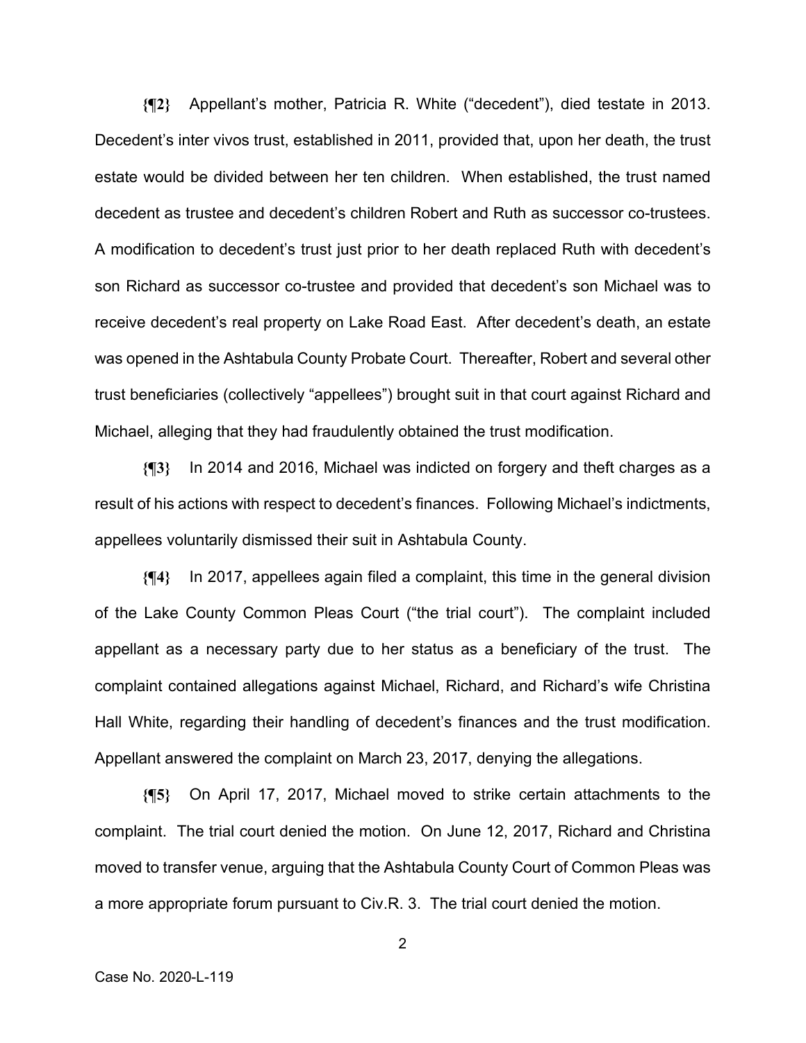**{¶2}** Appellant's mother, Patricia R. White ("decedent"), died testate in 2013. Decedent's inter vivos trust, established in 2011, provided that, upon her death, the trust estate would be divided between her ten children. When established, the trust named decedent as trustee and decedent's children Robert and Ruth as successor co-trustees. A modification to decedent's trust just prior to her death replaced Ruth with decedent's son Richard as successor co-trustee and provided that decedent's son Michael was to receive decedent's real property on Lake Road East. After decedent's death, an estate was opened in the Ashtabula County Probate Court. Thereafter, Robert and several other trust beneficiaries (collectively "appellees") brought suit in that court against Richard and Michael, alleging that they had fraudulently obtained the trust modification.

**{¶3}** In 2014 and 2016, Michael was indicted on forgery and theft charges as a result of his actions with respect to decedent's finances. Following Michael's indictments, appellees voluntarily dismissed their suit in Ashtabula County.

**{¶4}** In 2017, appellees again filed a complaint, this time in the general division of the Lake County Common Pleas Court ("the trial court"). The complaint included appellant as a necessary party due to her status as a beneficiary of the trust. The complaint contained allegations against Michael, Richard, and Richard's wife Christina Hall White, regarding their handling of decedent's finances and the trust modification. Appellant answered the complaint on March 23, 2017, denying the allegations.

**{¶5}** On April 17, 2017, Michael moved to strike certain attachments to the complaint. The trial court denied the motion. On June 12, 2017, Richard and Christina moved to transfer venue, arguing that the Ashtabula County Court of Common Pleas was a more appropriate forum pursuant to Civ.R. 3. The trial court denied the motion.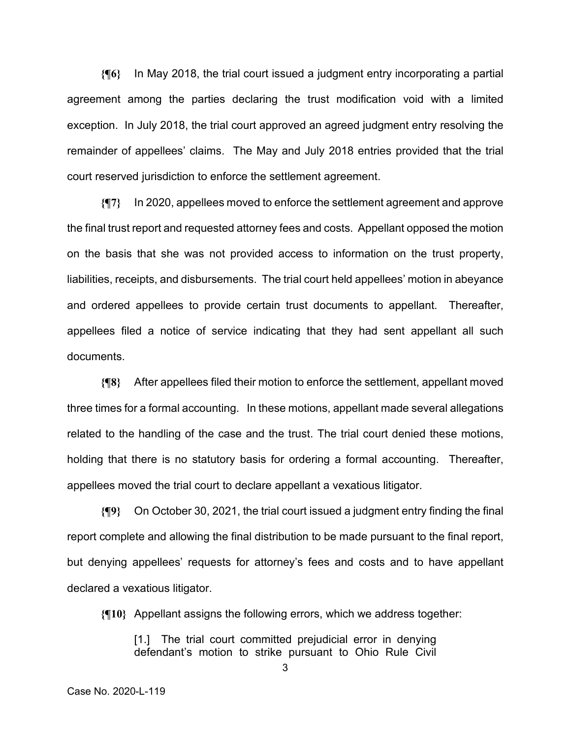**{¶6}** In May 2018, the trial court issued a judgment entry incorporating a partial agreement among the parties declaring the trust modification void with a limited exception. In July 2018, the trial court approved an agreed judgment entry resolving the remainder of appellees' claims. The May and July 2018 entries provided that the trial court reserved jurisdiction to enforce the settlement agreement.

**{¶7}** In 2020, appellees moved to enforce the settlement agreement and approve the final trust report and requested attorney fees and costs. Appellant opposed the motion on the basis that she was not provided access to information on the trust property, liabilities, receipts, and disbursements. The trial court held appellees' motion in abeyance and ordered appellees to provide certain trust documents to appellant. Thereafter, appellees filed a notice of service indicating that they had sent appellant all such documents.

**{¶8}** After appellees filed their motion to enforce the settlement, appellant moved three times for a formal accounting. In these motions, appellant made several allegations related to the handling of the case and the trust. The trial court denied these motions, holding that there is no statutory basis for ordering a formal accounting. Thereafter, appellees moved the trial court to declare appellant a vexatious litigator.

**{¶9}** On October 30, 2021, the trial court issued a judgment entry finding the final report complete and allowing the final distribution to be made pursuant to the final report, but denying appellees' requests for attorney's fees and costs and to have appellant declared a vexatious litigator.

**{¶10}** Appellant assigns the following errors, which we address together:

> [1.] The trial court committed prejudicial error in denying defendant's motion to strike pursuant to Ohio Rule Civil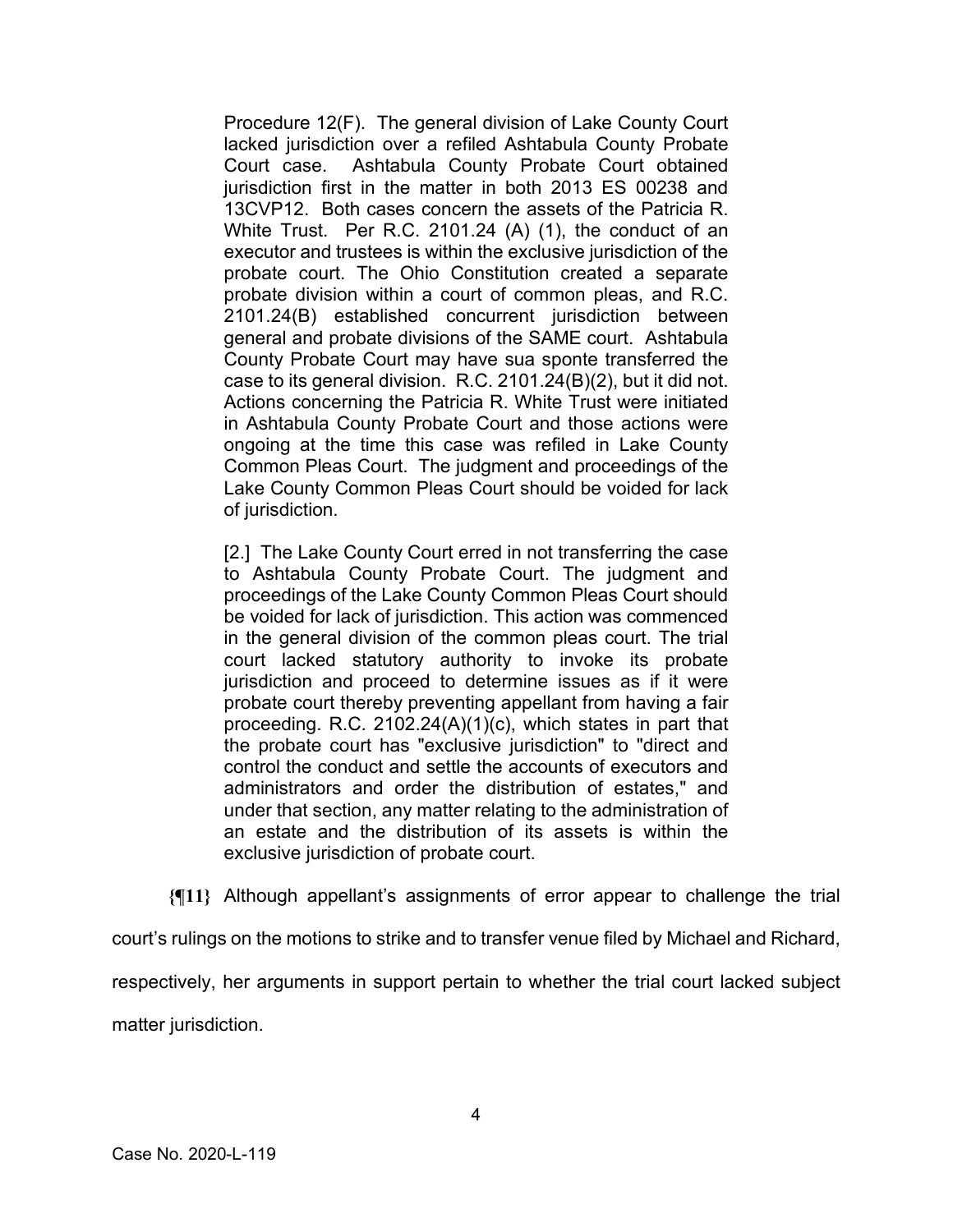Procedure 12(F). The general division of Lake County Court lacked jurisdiction over a refiled Ashtabula County Probate Court case. Ashtabula County Probate Court obtained jurisdiction first in the matter in both 2013 ES 00238 and 13CVP12. Both cases concern the assets of the Patricia R. White Trust. Per R.C. 2101.24 (A) (1), the conduct of an executor and trustees is within the exclusive jurisdiction of the probate court. The Ohio Constitution created a separate probate division within a court of common pleas, and R.C. 2101.24(B) established concurrent jurisdiction between general and probate divisions of the SAME court. Ashtabula County Probate Court may have sua sponte transferred the case to its general division. R.C. 2101.24(B)(2), but it did not. Actions concerning the Patricia R. White Trust were initiated in Ashtabula County Probate Court and those actions were ongoing at the time this case was refiled in Lake County Common Pleas Court. The judgment and proceedings of the Lake County Common Pleas Court should be voided for lack of jurisdiction.

> [2.] The Lake County Court erred in not transferring the case to Ashtabula County Probate Court. The judgment and proceedings of the Lake County Common Pleas Court should be voided for lack of jurisdiction. This action was commenced in the general division of the common pleas court. The trial court lacked statutory authority to invoke its probate jurisdiction and proceed to determine issues as if it were probate court thereby preventing appellant from having a fair proceeding. R.C. 2102.24(A)(1)(c), which states in part that the probate court has "exclusive jurisdiction" to "direct and control the conduct and settle the accounts of executors and administrators and order the distribution of estates," and under that section, any matter relating to the administration of an estate and the distribution of its assets is within the exclusive jurisdiction of probate court.

**{¶11}** Although appellant's assignments of error appear to challenge the trial court's rulings on the motions to strike and to transfer venue filed by Michael and Richard, respectively, her arguments in support pertain to whether the trial court lacked subject matter jurisdiction.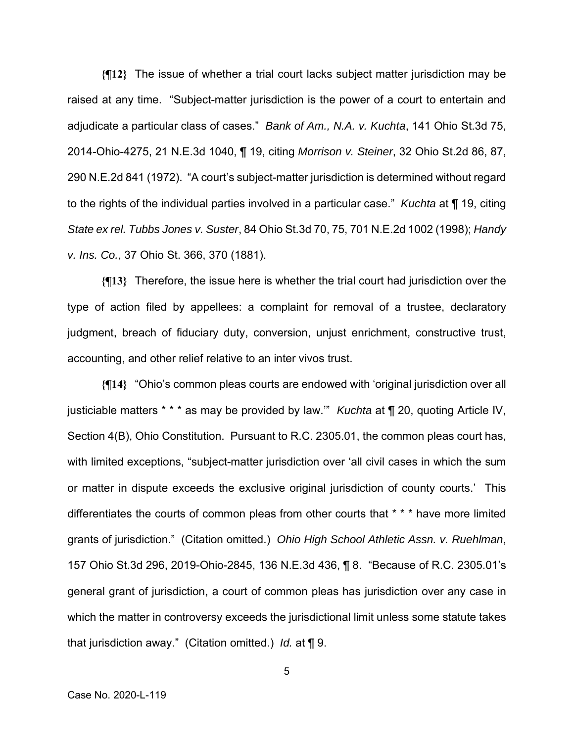**{¶12}** The issue of whether a trial court lacks subject matter jurisdiction may be raised at any time. "Subject-matter jurisdiction is the power of a court to entertain and adjudicate a particular class of cases." *Bank of Am., N.A. v. Kuchta*, 141 Ohio St.3d 75, 2014-Ohio-4275, 21 N.E.3d 1040, ¶ 19, citing *Morrison v. Steiner*, 32 Ohio St.2d 86, 87, 290 N.E.2d 841 (1972). "A court's subject-matter jurisdiction is determined without regard to the rights of the individual parties involved in a particular case." *Kuchta* at ¶ 19, citing *State ex rel. Tubbs Jones v. Suster*, 84 Ohio St.3d 70, 75, 701 N.E.2d 1002 (1998); *Handy v. Ins. Co.*, 37 Ohio St. 366, 370 (1881).

**{¶13}** Therefore, the issue here is whether the trial court had jurisdiction over the type of action filed by appellees: a complaint for removal of a trustee, declaratory judgment, breach of fiduciary duty, conversion, unjust enrichment, constructive trust, accounting, and other relief relative to an inter vivos trust.

**{¶14}** "Ohio's common pleas courts are endowed with 'original jurisdiction over all justiciable matters * * * as may be provided by law.'" *Kuchta* at ¶ 20, quoting Article IV, Section 4(B), Ohio Constitution. Pursuant to R.C. 2305.01, the common pleas court has, with limited exceptions, "subject-matter jurisdiction over 'all civil cases in which the sum or matter in dispute exceeds the exclusive original jurisdiction of county courts.' This differentiates the courts of common pleas from other courts that * * * have more limited grants of jurisdiction." (Citation omitted.) *Ohio High School Athletic Assn. v. Ruehlman*, 157 Ohio St.3d 296, 2019-Ohio-2845, 136 N.E.3d 436, ¶ 8. "Because of R.C. 2305.01's general grant of jurisdiction, a court of common pleas has jurisdiction over any case in which the matter in controversy exceeds the jurisdictional limit unless some statute takes that jurisdiction away." (Citation omitted.) *Id.* at ¶ 9.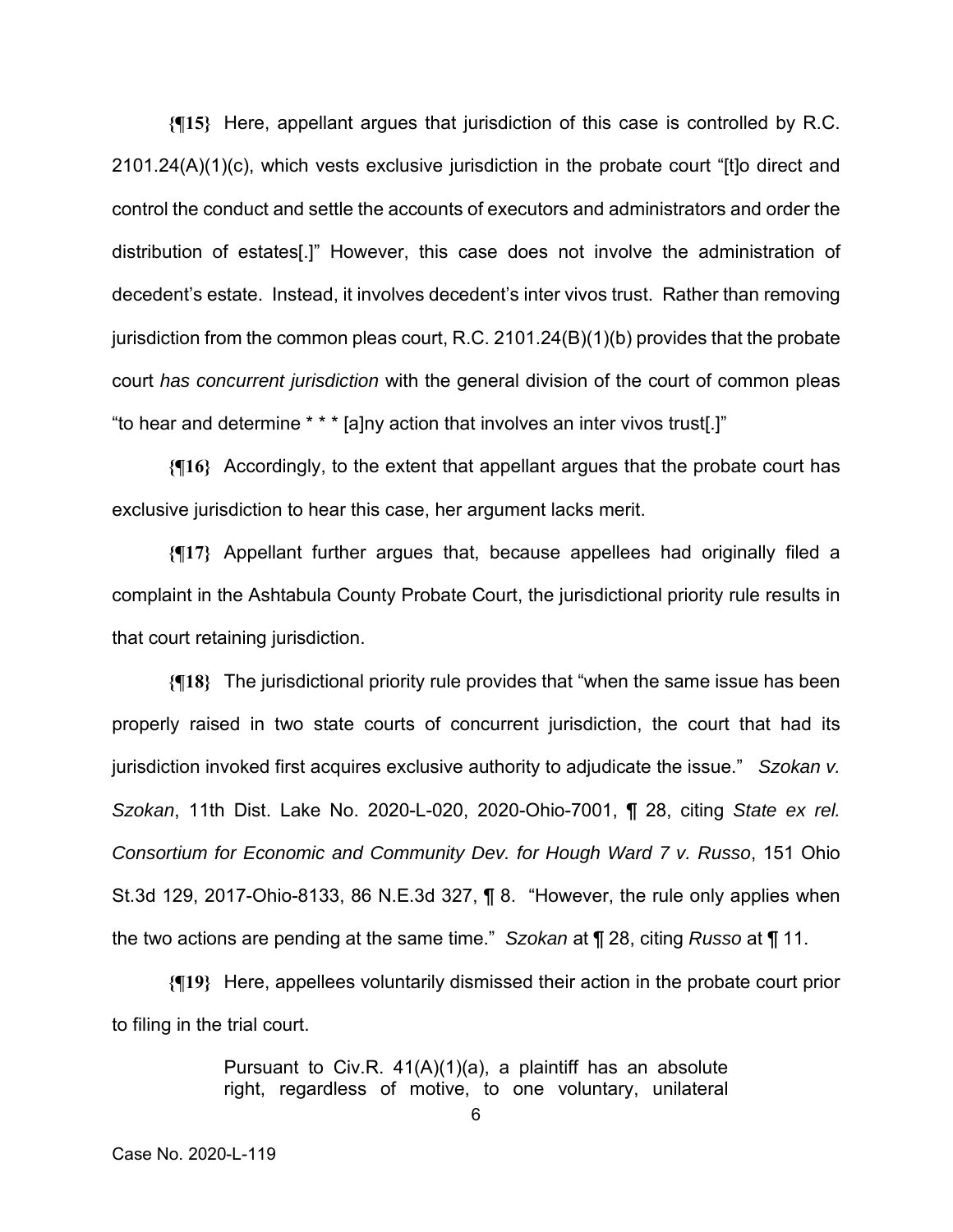**{¶15}** Here, appellant argues that jurisdiction of this case is controlled by R.C. 2101.24(A)(1)(c), which vests exclusive jurisdiction in the probate court "[t]o direct and control the conduct and settle the accounts of executors and administrators and order the distribution of estates[.]" However, this case does not involve the administration of decedent's estate. Instead, it involves decedent's inter vivos trust. Rather than removing jurisdiction from the common pleas court, R.C. 2101.24(B)(1)(b) provides that the probate court *has concurrent jurisdiction* with the general division of the court of common pleas "to hear and determine * * * [a]ny action that involves an inter vivos trust[.]"

**{¶16}** Accordingly, to the extent that appellant argues that the probate court has exclusive jurisdiction to hear this case, her argument lacks merit.

**{¶17}** Appellant further argues that, because appellees had originally filed a complaint in the Ashtabula County Probate Court, the jurisdictional priority rule results in that court retaining jurisdiction.

**{¶18}** The jurisdictional priority rule provides that "when the same issue has been properly raised in two state courts of concurrent jurisdiction, the court that had its jurisdiction invoked first acquires exclusive authority to adjudicate the issue." *Szokan v. Szokan*, 11th Dist. Lake No. 2020-L-020, 2020-Ohio-7001, ¶ 28, citing *State ex rel. Consortium for Economic and Community Dev. for Hough Ward 7 v. Russo*, 151 Ohio St.3d 129, 2017-Ohio-8133, 86 N.E.3d 327, ¶ 8. "However, the rule only applies when the two actions are pending at the same time." *Szokan* at ¶ 28, citing *Russo* at ¶ 11.

**{¶19}** Here, appellees voluntarily dismissed their action in the probate court prior to filing in the trial court.

> Pursuant to Civ.R. 41(A)(1)(a), a plaintiff has an absolute right, regardless of motive, to one voluntary, unilateral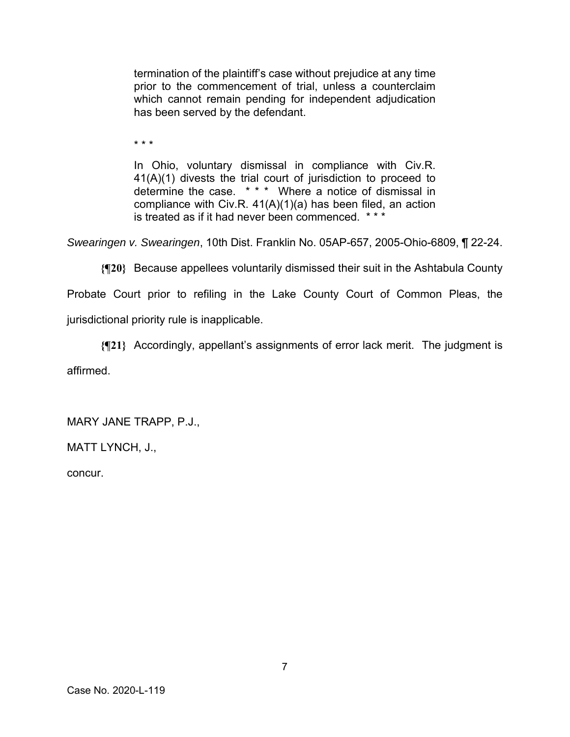> termination of the plaintiff's case without prejudice at any time prior to the commencement of trial, unless a counterclaim which cannot remain pending for independent adjudication has been served by the defendant.
>
> \* \* \*
>
> In Ohio, voluntary dismissal in compliance with Civ.R. 41(A)(1) divests the trial court of jurisdiction to proceed to determine the case. \* \* \* Where a notice of dismissal in compliance with Civ.R. 41(A)(1)(a) has been filed, an action is treated as if it had never been commenced. \* \* \*

*Swearingen v. Swearingen*, 10th Dist. Franklin No. 05AP-657, 2005-Ohio-6809, ¶ 22-24.

**{¶20}** Because appellees voluntarily dismissed their suit in the Ashtabula County Probate Court prior to refiling in the Lake County Court of Common Pleas, the jurisdictional priority rule is inapplicable.

**{¶21}** Accordingly, appellant's assignments of error lack merit. The judgment is affirmed.

MARY JANE TRAPP, P.J.,

MATT LYNCH, J.,

concur.